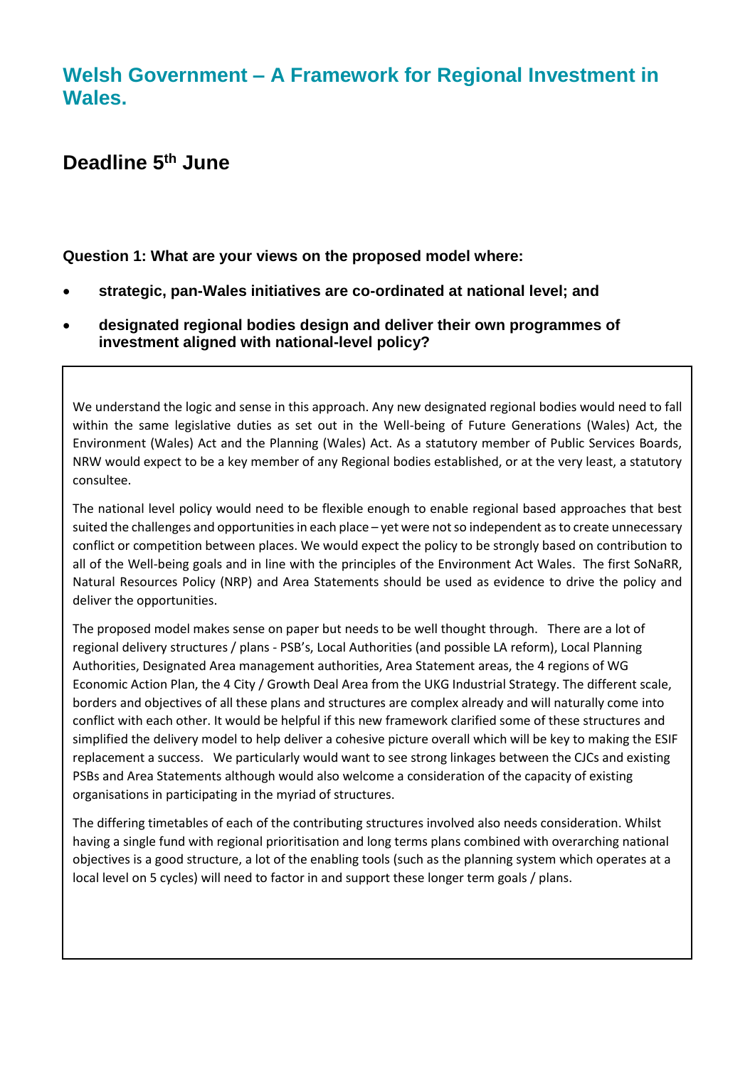# Welsh Government – A Framework for Regional Investment in Wales.

## Deadline 5th June

**Question 1: What are your views on the proposed model where:**

- **strategic, pan-Wales initiatives are co-ordinated at national level; and**
- **designated regional bodies design and deliver their own programmes of investment aligned with national-level policy?**

We understand the logic and sense in this approach. Any new designated regional bodies would need to fall within the same legislative duties as set out in the Well-being of Future Generations (Wales) Act, the Environment (Wales) Act and the Planning (Wales) Act. As a statutory member of Public Services Boards, NRW would expect to be a key member of any Regional bodies established, or at the very least, a statutory consultee.

The national level policy would need to be flexible enough to enable regional based approaches that best suited the challenges and opportunities in each place – yet were not so independent as to create unnecessary conflict or competition between places. We would expect the policy to be strongly based on contribution to all of the Well-being goals and in line with the principles of the Environment Act Wales. The first SoNaRR, Natural Resources Policy (NRP) and Area Statements should be used as evidence to drive the policy and deliver the opportunities.

The proposed model makes sense on paper but needs to be well thought through. There are a lot of regional delivery structures / plans - PSB's, Local Authorities (and possible LA reform), Local Planning Authorities, Designated Area management authorities, Area Statement areas, the 4 regions of WG Economic Action Plan, the 4 City / Growth Deal Area from the UKG Industrial Strategy. The different scale, borders and objectives of all these plans and structures are complex already and will naturally come into conflict with each other. It would be helpful if this new framework clarified some of these structures and simplified the delivery model to help deliver a cohesive picture overall which will be key to making the ESIF replacement a success. We particularly would want to see strong linkages between the CJCs and existing PSBs and Area Statements although would also welcome a consideration of the capacity of existing organisations in participating in the myriad of structures.

The differing timetables of each of the contributing structures involved also needs consideration. Whilst having a single fund with regional prioritisation and long terms plans combined with overarching national objectives is a good structure, a lot of the enabling tools (such as the planning system which operates at a local level on 5 cycles) will need to factor in and support these longer term goals / plans.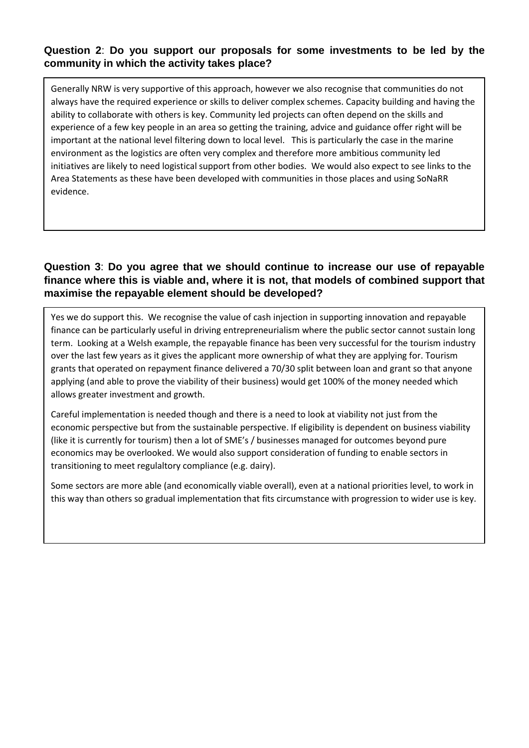**Question 2**: **Do you support our proposals for some investments to be led by the community in which the activity takes place?**

Generally NRW is very supportive of this approach, however we also recognise that communities do not always have the required experience or skills to deliver complex schemes. Capacity building and having the ability to collaborate with others is key. Community led projects can often depend on the skills and experience of a few key people in an area so getting the training, advice and guidance offer right will be important at the national level filtering down to local level. This is particularly the case in the marine environment as the logistics are often very complex and therefore more ambitious community led initiatives are likely to need logistical support from other bodies. We would also expect to see links to the Area Statements as these have been developed with communities in those places and using SoNaRR evidence.

**Question 3**: **Do you agree that we should continue to increase our use of repayable finance where this is viable and, where it is not, that models of combined support that maximise the repayable element should be developed?**

Yes we do support this. We recognise the value of cash injection in supporting innovation and repayable finance can be particularly useful in driving entrepreneurialism where the public sector cannot sustain long term. Looking at a Welsh example, the repayable finance has been very successful for the tourism industry over the last few years as it gives the applicant more ownership of what they are applying for. Tourism grants that operated on repayment finance delivered a 70/30 split between loan and grant so that anyone applying (and able to prove the viability of their business) would get 100% of the money needed which allows greater investment and growth.

Careful implementation is needed though and there is a need to look at viability not just from the economic perspective but from the sustainable perspective. If eligibility is dependent on business viability (like it is currently for tourism) then a lot of SME's / businesses managed for outcomes beyond pure economics may be overlooked. We would also support consideration of funding to enable sectors in transitioning to meet regulaltory compliance (e.g. dairy).

Some sectors are more able (and economically viable overall), even at a national priorities level, to work in this way than others so gradual implementation that fits circumstance with progression to wider use is key.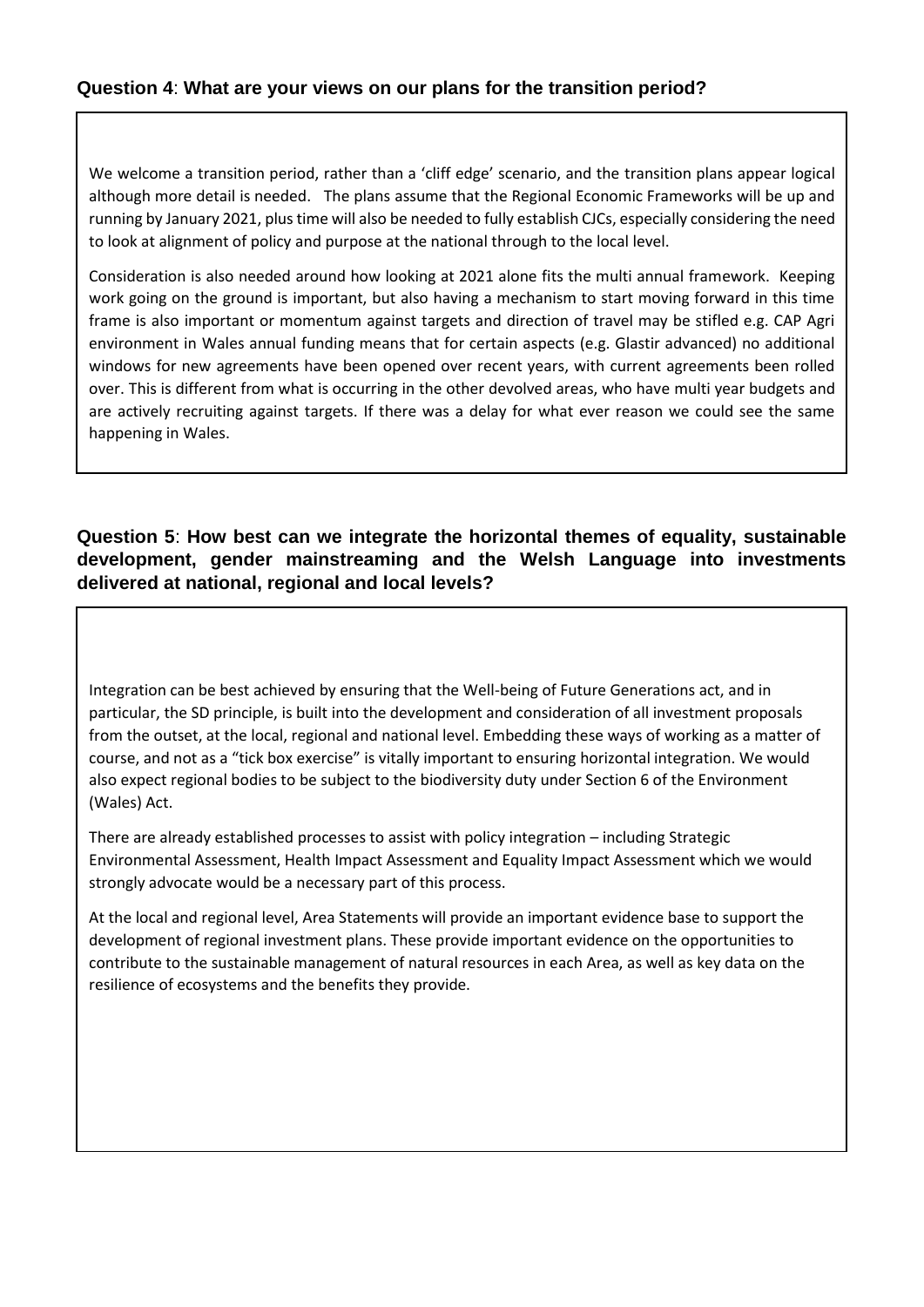**Question 4**: **What are your views on our plans for the transition period?**

We welcome a transition period, rather than a 'cliff edge' scenario, and the transition plans appear logical although more detail is needed. The plans assume that the Regional Economic Frameworks will be up and running by January 2021, plus time will also be needed to fully establish CJCs, especially considering the need to look at alignment of policy and purpose at the national through to the local level.

Consideration is also needed around how looking at 2021 alone fits the multi annual framework. Keeping work going on the ground is important, but also having a mechanism to start moving forward in this time frame is also important or momentum against targets and direction of travel may be stifled e.g. CAP Agri environment in Wales annual funding means that for certain aspects (e.g. Glastir advanced) no additional windows for new agreements have been opened over recent years, with current agreements been rolled over. This is different from what is occurring in the other devolved areas, who have multi year budgets and are actively recruiting against targets. If there was a delay for what ever reason we could see the same happening in Wales.

**Question 5**: **How best can we integrate the horizontal themes of equality, sustainable development, gender mainstreaming and the Welsh Language into investments delivered at national, regional and local levels?**

Integration can be best achieved by ensuring that the Well-being of Future Generations act, and in particular, the SD principle, is built into the development and consideration of all investment proposals from the outset, at the local, regional and national level. Embedding these ways of working as a matter of course, and not as a "tick box exercise" is vitally important to ensuring horizontal integration. We would also expect regional bodies to be subject to the biodiversity duty under Section 6 of the Environment (Wales) Act.

There are already established processes to assist with policy integration – including Strategic Environmental Assessment, Health Impact Assessment and Equality Impact Assessment which we would strongly advocate would be a necessary part of this process.

At the local and regional level, Area Statements will provide an important evidence base to support the development of regional investment plans. These provide important evidence on the opportunities to contribute to the sustainable management of natural resources in each Area, as well as key data on the resilience of ecosystems and the benefits they provide.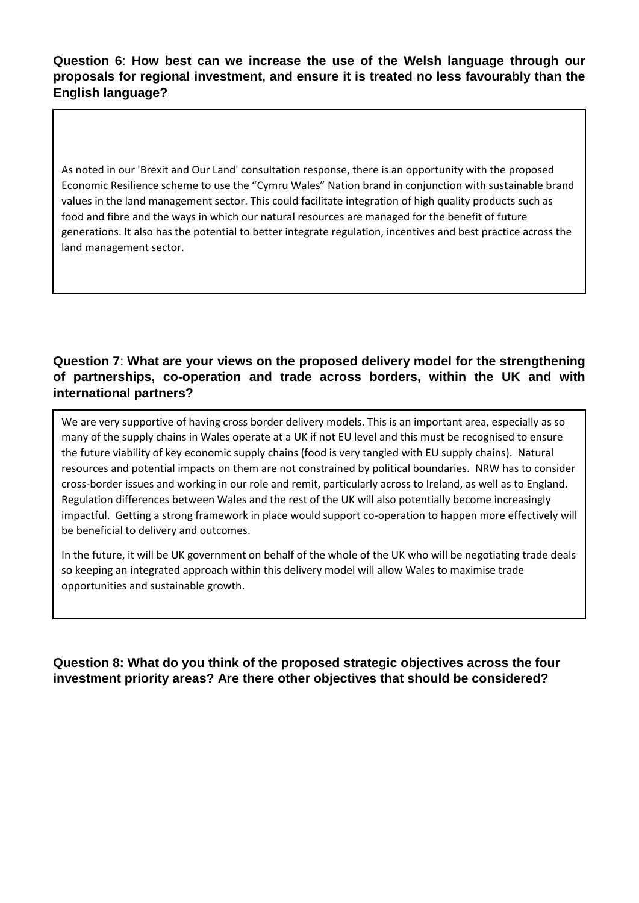**Question 6**: **How best can we increase the use of the Welsh language through our proposals for regional investment, and ensure it is treated no less favourably than the English language?**

As noted in our 'Brexit and Our Land' consultation response, there is an opportunity with the proposed Economic Resilience scheme to use the "Cymru Wales" Nation brand in conjunction with sustainable brand values in the land management sector. This could facilitate integration of high quality products such as food and fibre and the ways in which our natural resources are managed for the benefit of future generations. It also has the potential to better integrate regulation, incentives and best practice across the land management sector.

**Question 7**: **What are your views on the proposed delivery model for the strengthening of partnerships, co-operation and trade across borders, within the UK and with international partners?**

We are very supportive of having cross border delivery models. This is an important area, especially as so many of the supply chains in Wales operate at a UK if not EU level and this must be recognised to ensure the future viability of key economic supply chains (food is very tangled with EU supply chains). Natural resources and potential impacts on them are not constrained by political boundaries. NRW has to consider cross-border issues and working in our role and remit, particularly across to Ireland, as well as to England. Regulation differences between Wales and the rest of the UK will also potentially become increasingly impactful. Getting a strong framework in place would support co-operation to happen more effectively will be beneficial to delivery and outcomes.

In the future, it will be UK government on behalf of the whole of the UK who will be negotiating trade deals so keeping an integrated approach within this delivery model will allow Wales to maximise trade opportunities and sustainable growth.

**Question 8: What do you think of the proposed strategic objectives across the four investment priority areas? Are there other objectives that should be considered?**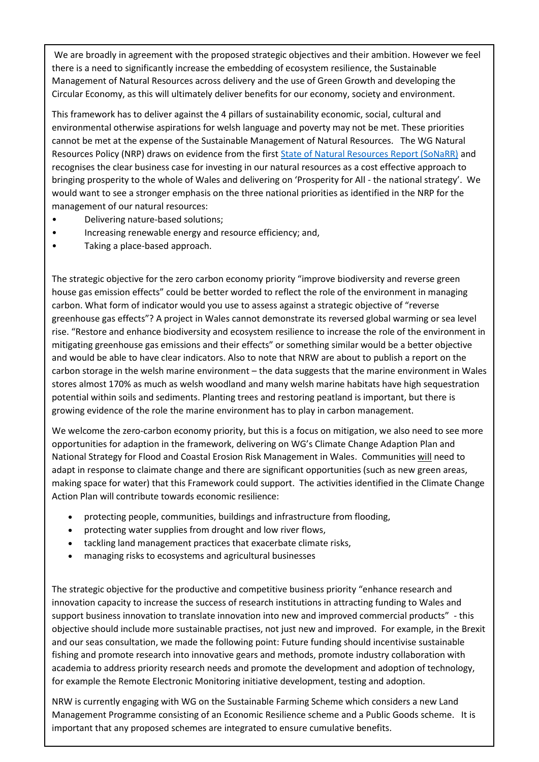We are broadly in agreement with the proposed strategic objectives and their ambition. However we feel there is a need to significantly increase the embedding of ecosystem resilience, the Sustainable Management of Natural Resources across delivery and the use of Green Growth and developing the Circular Economy, as this will ultimately deliver benefits for our economy, society and environment.

This framework has to deliver against the 4 pillars of sustainability economic, social, cultural and environmental otherwise aspirations for welsh language and poverty may not be met. These priorities cannot be met at the expense of the Sustainable Management of Natural Resources. The WG Natural Resources Policy (NRP) draws on evidence from the first [State of Natural Resources Report (SoNaRR)] and recognises the clear business case for investing in our natural resources as a cost effective approach to bringing prosperity to the whole of Wales and delivering on 'Prosperity for All - the national strategy'. We would want to see a stronger emphasis on the three national priorities as identified in the NRP for the management of our natural resources:

- Delivering nature-based solutions;
- Increasing renewable energy and resource efficiency; and,
- Taking a place-based approach.

The strategic objective for the zero carbon economy priority "improve biodiversity and reverse green house gas emission effects" could be better worded to reflect the role of the environment in managing carbon. What form of indicator would you use to assess against a strategic objective of "reverse greenhouse gas effects"? A project in Wales cannot demonstrate its reversed global warming or sea level rise. "Restore and enhance biodiversity and ecosystem resilience to increase the role of the environment in mitigating greenhouse gas emissions and their effects" or something similar would be a better objective and would be able to have clear indicators. Also to note that NRW are about to publish a report on the carbon storage in the welsh marine environment – the data suggests that the marine environment in Wales stores almost 170% as much as welsh woodland and many welsh marine habitats have high sequestration potential within soils and sediments. Planting trees and restoring peatland is important, but there is growing evidence of the role the marine environment has to play in carbon management.

We welcome the zero-carbon economy priority, but this is a focus on mitigation, we also need to see more opportunities for adaption in the framework, delivering on WG's Climate Change Adaption Plan and National Strategy for Flood and Coastal Erosion Risk Management in Wales. Communities will need to adapt in response to claimate change and there are significant opportunities (such as new green areas, making space for water) that this Framework could support. The activities identified in the Climate Change Action Plan will contribute towards economic resilience:

- protecting people, communities, buildings and infrastructure from flooding,
- protecting water supplies from drought and low river flows,
- tackling land management practices that exacerbate climate risks,
- managing risks to ecosystems and agricultural businesses

The strategic objective for the productive and competitive business priority "enhance research and innovation capacity to increase the success of research institutions in attracting funding to Wales and support business innovation to translate innovation into new and improved commercial products" - this objective should include more sustainable practises, not just new and improved. For example, in the Brexit and our seas consultation, we made the following point: Future funding should incentivise sustainable fishing and promote research into innovative gears and methods, promote industry collaboration with academia to address priority research needs and promote the development and adoption of technology, for example the Remote Electronic Monitoring initiative development, testing and adoption.

NRW is currently engaging with WG on the Sustainable Farming Scheme which considers a new Land Management Programme consisting of an Economic Resilience scheme and a Public Goods scheme. It is important that any proposed schemes are integrated to ensure cumulative benefits.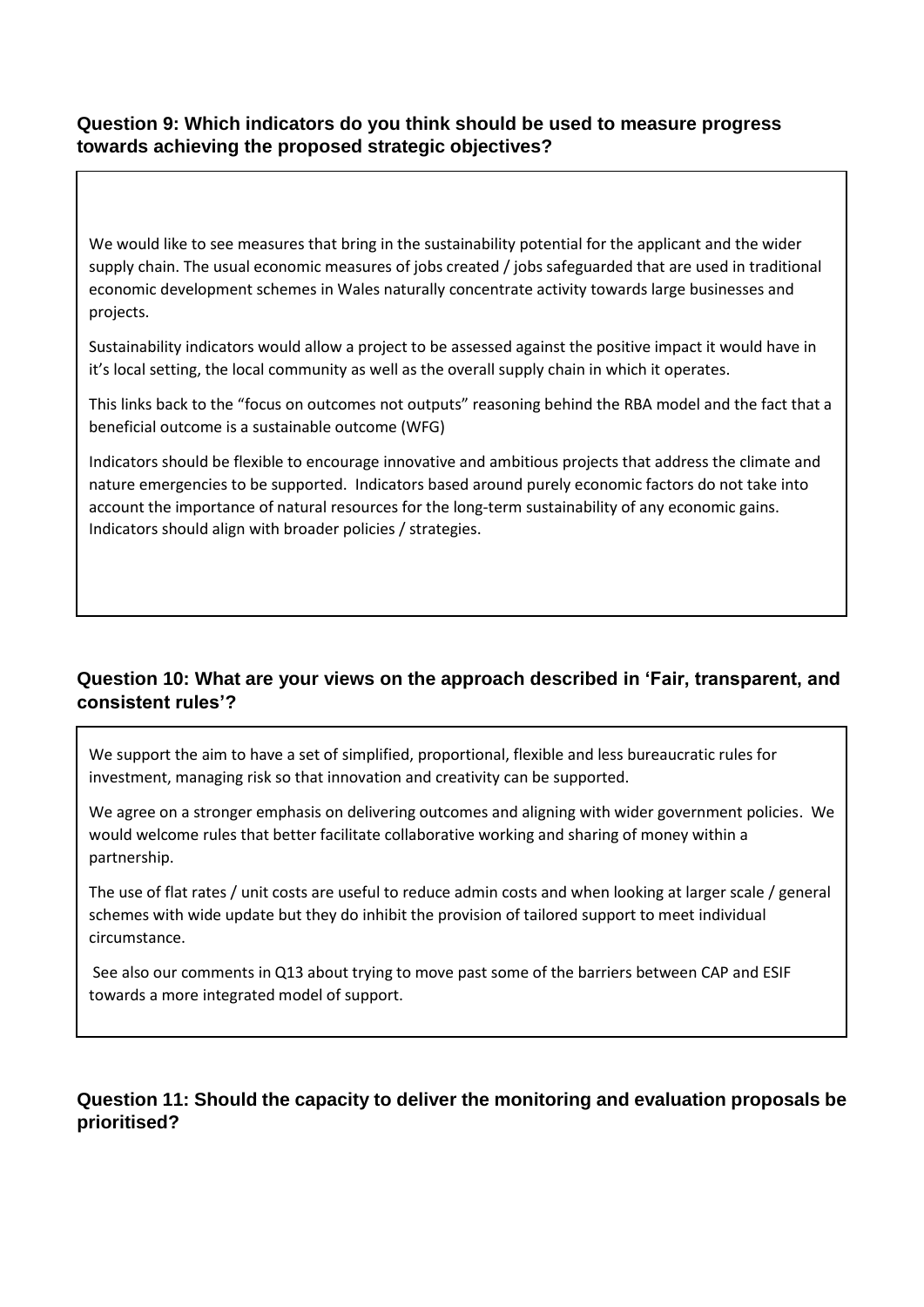### Question 9: Which indicators do you think should be used to measure progress towards achieving the proposed strategic objectives?

We would like to see measures that bring in the sustainability potential for the applicant and the wider supply chain. The usual economic measures of jobs created / jobs safeguarded that are used in traditional economic development schemes in Wales naturally concentrate activity towards large businesses and projects.

Sustainability indicators would allow a project to be assessed against the positive impact it would have in it's local setting, the local community as well as the overall supply chain in which it operates.

This links back to the "focus on outcomes not outputs" reasoning behind the RBA model and the fact that a beneficial outcome is a sustainable outcome (WFG)

Indicators should be flexible to encourage innovative and ambitious projects that address the climate and nature emergencies to be supported. Indicators based around purely economic factors do not take into account the importance of natural resources for the long-term sustainability of any economic gains. Indicators should align with broader policies / strategies.

### Question 10: What are your views on the approach described in 'Fair, transparent, and consistent rules'?

We support the aim to have a set of simplified, proportional, flexible and less bureaucratic rules for investment, managing risk so that innovation and creativity can be supported.

We agree on a stronger emphasis on delivering outcomes and aligning with wider government policies. We would welcome rules that better facilitate collaborative working and sharing of money within a partnership.

The use of flat rates / unit costs are useful to reduce admin costs and when looking at larger scale / general schemes with wide update but they do inhibit the provision of tailored support to meet individual circumstance.

See also our comments in Q13 about trying to move past some of the barriers between CAP and ESIF towards a more integrated model of support.

### Question 11: Should the capacity to deliver the monitoring and evaluation proposals be prioritised?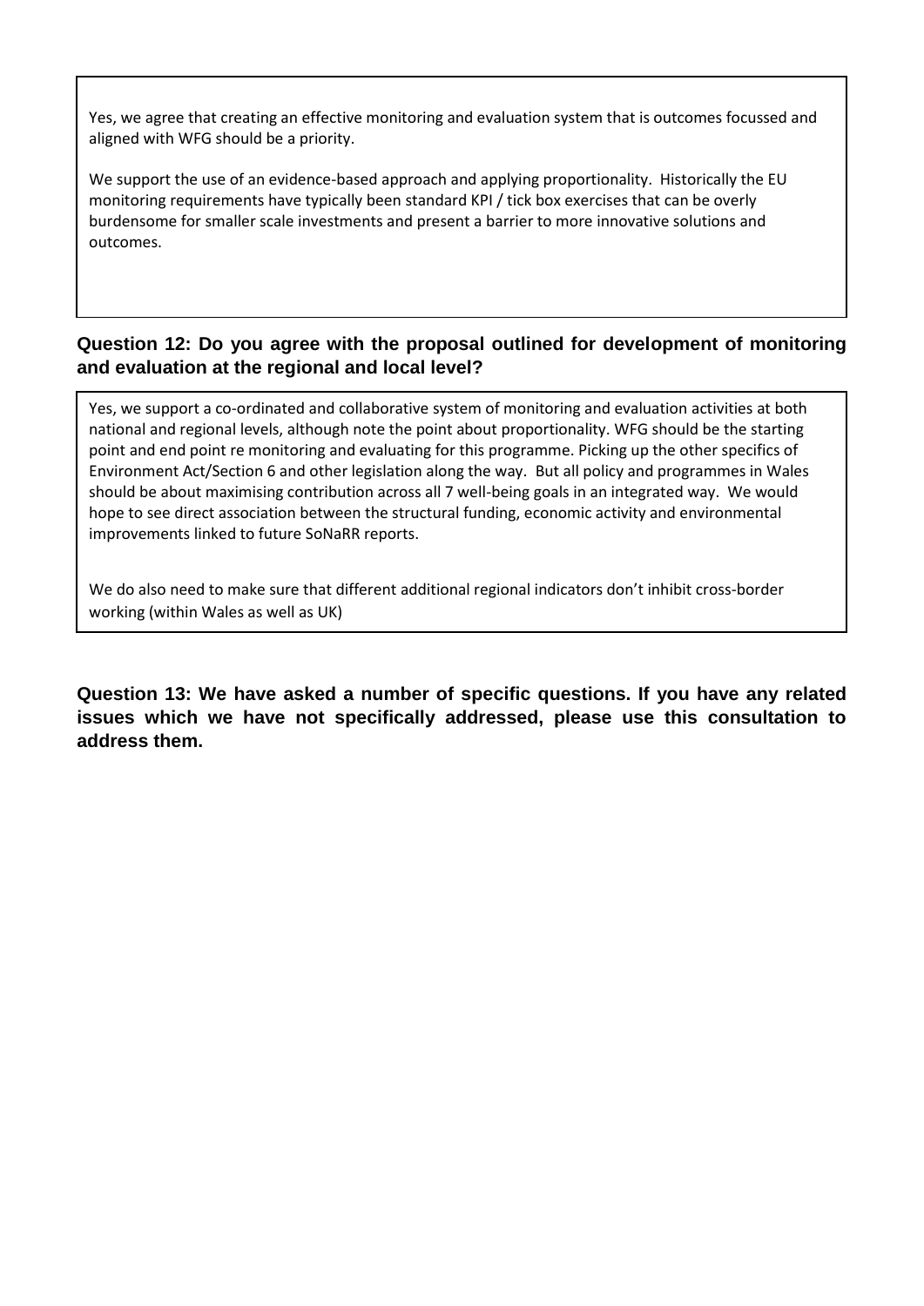Yes, we agree that creating an effective monitoring and evaluation system that is outcomes focussed and aligned with WFG should be a priority.

We support the use of an evidence-based approach and applying proportionality. Historically the EU monitoring requirements have typically been standard KPI / tick box exercises that can be overly burdensome for smaller scale investments and present a barrier to more innovative solutions and outcomes.

**Question 12: Do you agree with the proposal outlined for development of monitoring and evaluation at the regional and local level?**

Yes, we support a co-ordinated and collaborative system of monitoring and evaluation activities at both national and regional levels, although note the point about proportionality. WFG should be the starting point and end point re monitoring and evaluating for this programme. Picking up the other specifics of Environment Act/Section 6 and other legislation along the way. But all policy and programmes in Wales should be about maximising contribution across all 7 well-being goals in an integrated way. We would hope to see direct association between the structural funding, economic activity and environmental improvements linked to future SoNaRR reports.

We do also need to make sure that different additional regional indicators don't inhibit cross-border working (within Wales as well as UK)

**Question 13: We have asked a number of specific questions. If you have any related issues which we have not specifically addressed, please use this consultation to address them.**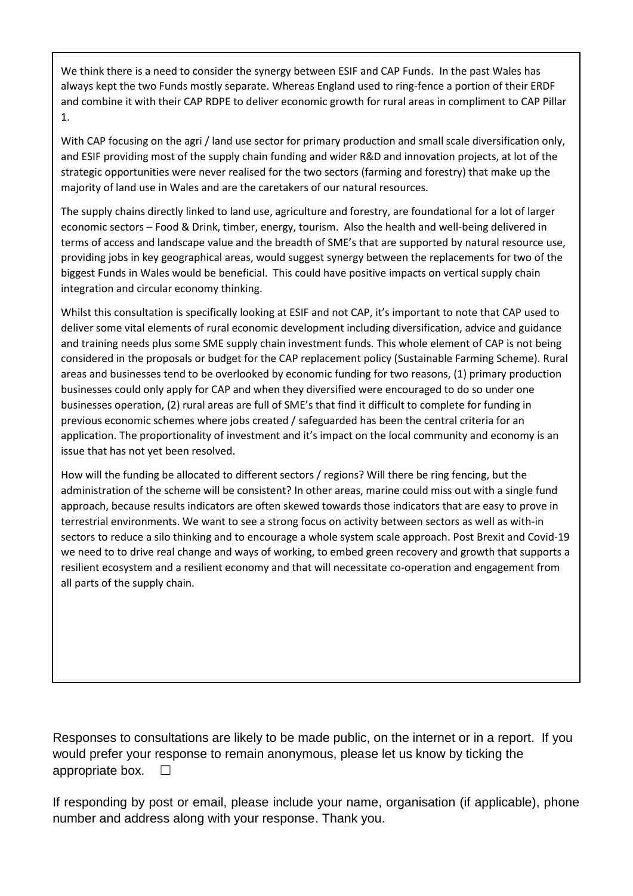We think there is a need to consider the synergy between ESIF and CAP Funds. In the past Wales has always kept the two Funds mostly separate. Whereas England used to ring-fence a portion of their ERDF and combine it with their CAP RDPE to deliver economic growth for rural areas in compliment to CAP Pillar 1.

With CAP focusing on the agri / land use sector for primary production and small scale diversification only, and ESIF providing most of the supply chain funding and wider R&D and innovation projects, at lot of the strategic opportunities were never realised for the two sectors (farming and forestry) that make up the majority of land use in Wales and are the caretakers of our natural resources.

The supply chains directly linked to land use, agriculture and forestry, are foundational for a lot of larger economic sectors – Food & Drink, timber, energy, tourism. Also the health and well-being delivered in terms of access and landscape value and the breadth of SME's that are supported by natural resource use, providing jobs in key geographical areas, would suggest synergy between the replacements for two of the biggest Funds in Wales would be beneficial. This could have positive impacts on vertical supply chain integration and circular economy thinking.

Whilst this consultation is specifically looking at ESIF and not CAP, it's important to note that CAP used to deliver some vital elements of rural economic development including diversification, advice and guidance and training needs plus some SME supply chain investment funds. This whole element of CAP is not being considered in the proposals or budget for the CAP replacement policy (Sustainable Farming Scheme). Rural areas and businesses tend to be overlooked by economic funding for two reasons, (1) primary production businesses could only apply for CAP and when they diversified were encouraged to do so under one businesses operation, (2) rural areas are full of SME's that find it difficult to complete for funding in previous economic schemes where jobs created / safeguarded has been the central criteria for an application. The proportionality of investment and it's impact on the local community and economy is an issue that has not yet been resolved.

How will the funding be allocated to different sectors / regions? Will there be ring fencing, but the administration of the scheme will be consistent? In other areas, marine could miss out with a single fund approach, because results indicators are often skewed towards those indicators that are easy to prove in terrestrial environments. We want to see a strong focus on activity between sectors as well as with-in sectors to reduce a silo thinking and to encourage a whole system scale approach. Post Brexit and Covid-19 we need to to drive real change and ways of working, to embed green recovery and growth that supports a resilient ecosystem and a resilient economy and that will necessitate co-operation and engagement from all parts of the supply chain.

Responses to consultations are likely to be made public, on the internet or in a report. If you would prefer your response to remain anonymous, please let us know by ticking the appropriate box. ☐

If responding by post or email, please include your name, organisation (if applicable), phone number and address along with your response. Thank you.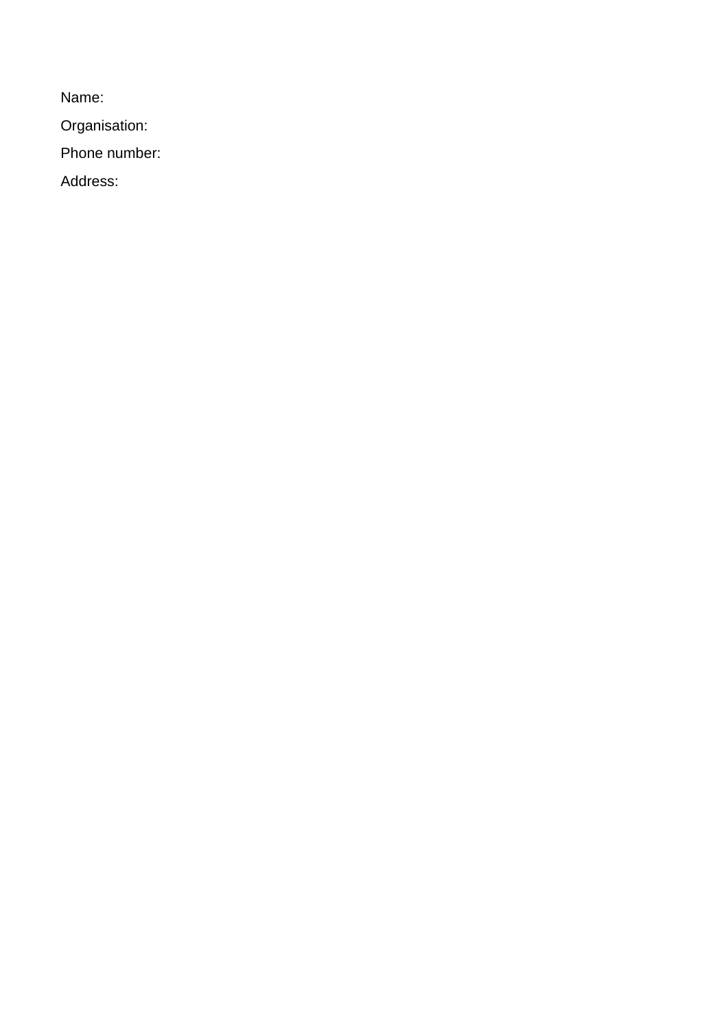Name:

Organisation:

Phone number:

Address: